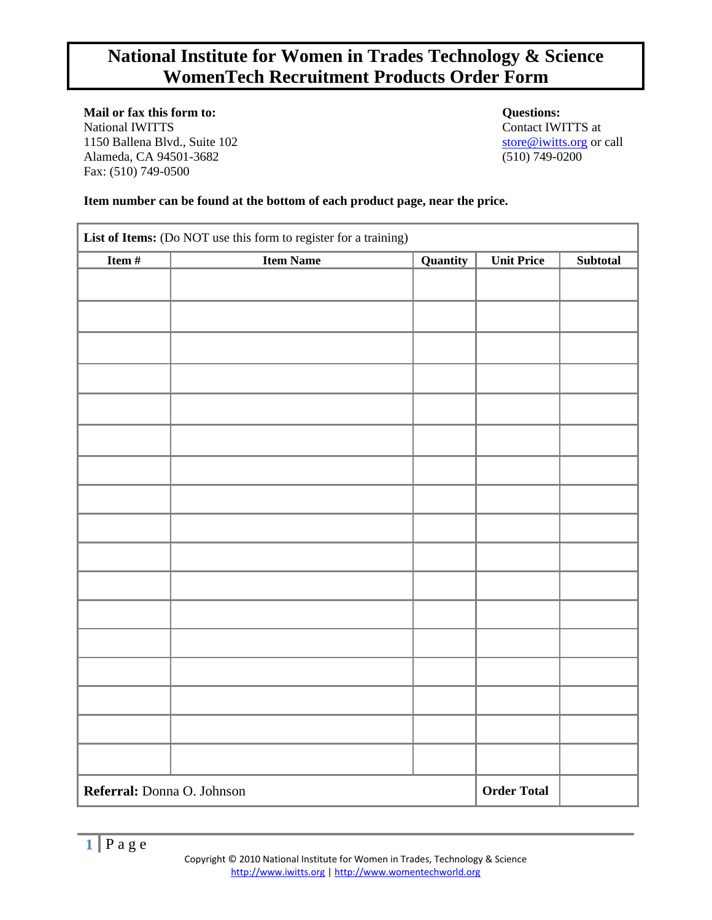# National Institute for Women in Trades Technology & Science
# WomenTech Recruitment Products Order Form

**Mail or fax this form to:**
National IWITTS
1150 Ballena Blvd., Suite 102
Alameda, CA 94501-3682
Fax: (510) 749-0500

**Questions:**
Contact IWITTS at
store@iwitts.org or call
(510) 749-0200

**Item number can be found at the bottom of each product page, near the price.**

**List of Items:** (Do NOT use this form to register for a training)

| Item # | Item Name | Quantity | Unit Price | Subtotal |
|---|---|---|---|---|
| | | | | |
| | | | | |
| | | | | |
| | | | | |
| | | | | |
| | | | | |
| | | | | |
| | | | | |
| | | | | |
| | | | | |
| | | | | |
| | | | | |
| | | | | |
| | | | | |
| | | | | |
| | | | | |
| | | | | |
| **Referral:** Donna O. Johnson | | | **Order Total** | |

Copyright © 2010 National Institute for Women in Trades, Technology & Science
http://www.iwitts.org | http://www.womentechworld.org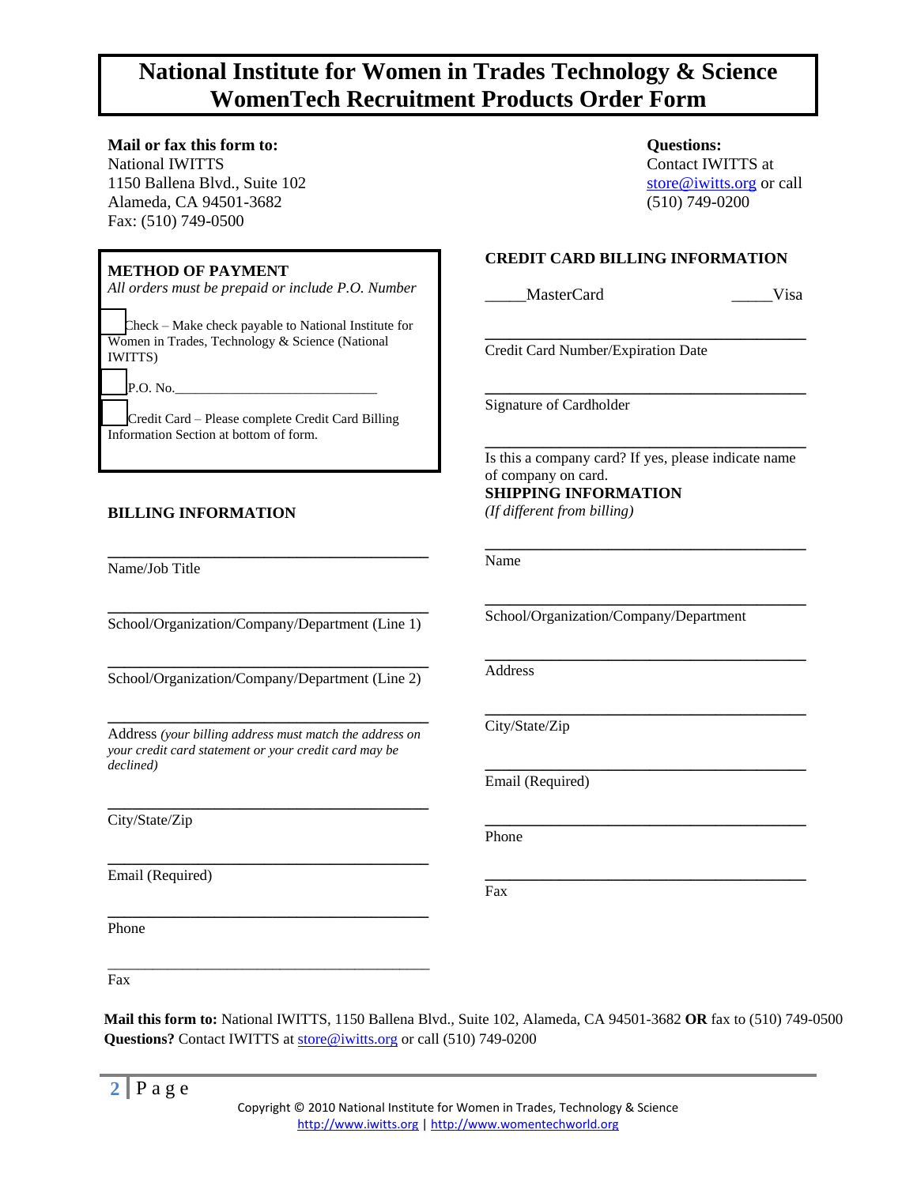# National Institute for Women in Trades Technology & Science
# WomenTech Recruitment Products Order Form

**Mail or fax this form to:**
National IWITTS
1150 Ballena Blvd., Suite 102
Alameda, CA 94501-3682
Fax: (510) 749-0500

**Questions:**
Contact IWITTS at store@iwitts.org or call
(510) 749-0200

**METHOD OF PAYMENT**
*All orders must be prepaid or include P.O. Number*

☐ Check – Make check payable to National Institute for Women in Trades, Technology & Science (National IWITTS)

☐ P.O. No.______________________________

☐ Credit Card – Please complete Credit Card Billing Information Section at bottom of form.

**CREDIT CARD BILLING INFORMATION**

_____MasterCard _____Visa

________________________________________
Credit Card Number/Expiration Date

________________________________________
Signature of Cardholder

________________________________________
Is this a company card? If yes, please indicate name of company on card.

**BILLING INFORMATION**

________________________________________
Name/Job Title

________________________________________
School/Organization/Company/Department (Line 1)

________________________________________
School/Organization/Company/Department (Line 2)

________________________________________
Address *(your billing address must match the address on your credit card statement or your credit card may be declined)*

________________________________________
City/State/Zip

________________________________________
Email (Required)

________________________________________
Phone

________________________________________
Fax

**SHIPPING INFORMATION**
*(If different from billing)*

________________________________________
Name

________________________________________
School/Organization/Company/Department

________________________________________
Address

________________________________________
City/State/Zip

________________________________________
Email (Required)

________________________________________
Phone

________________________________________
Fax

**Mail this form to:** National IWITTS, 1150 Ballena Blvd., Suite 102, Alameda, CA 94501-3682 **OR** fax to (510) 749-0500
**Questions?** Contact IWITTS at store@iwitts.org or call (510) 749-0200

Copyright © 2010 National Institute for Women in Trades, Technology & Science
http://www.iwitts.org | http://www.womentechworld.org